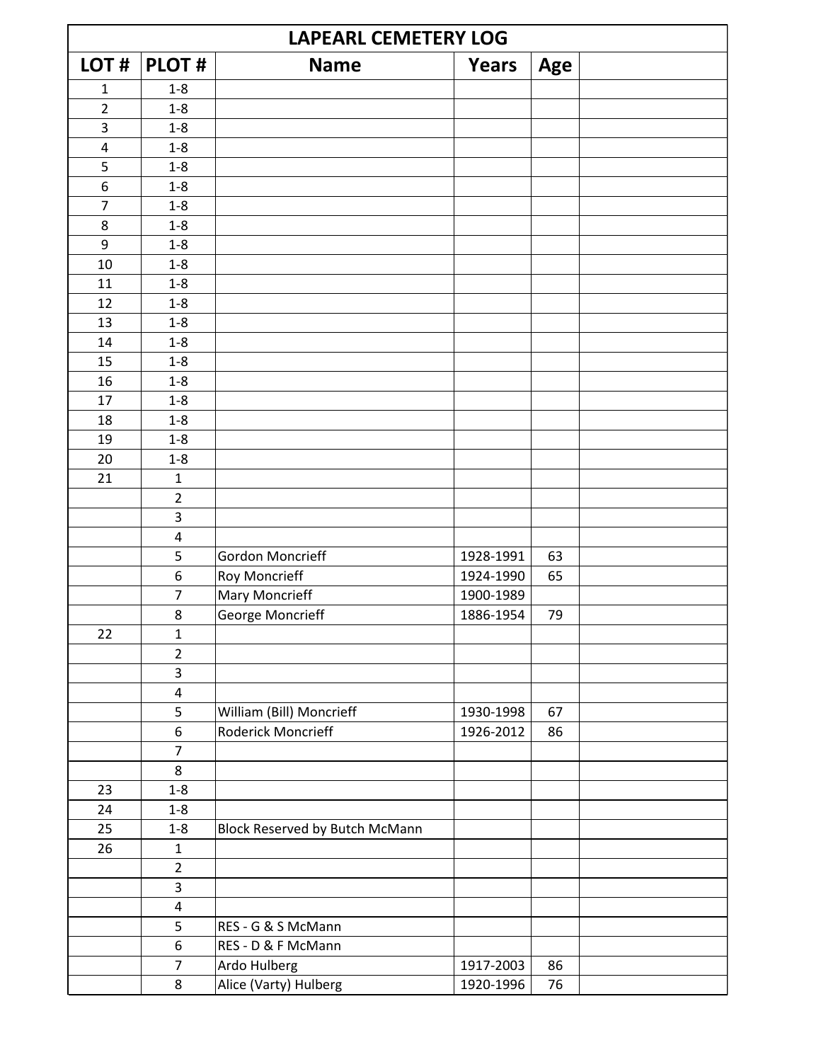# LAPEARL CEMETERY LOG

| LOT # | PLOT # | Name | Years | Age | |
|---|---|---|---|---|---|
| 1 | 1-8 | | | | |
| 2 | 1-8 | | | | |
| 3 | 1-8 | | | | |
| 4 | 1-8 | | | | |
| 5 | 1-8 | | | | |
| 6 | 1-8 | | | | |
| 7 | 1-8 | | | | |
| 8 | 1-8 | | | | |
| 9 | 1-8 | | | | |
| 10 | 1-8 | | | | |
| 11 | 1-8 | | | | |
| 12 | 1-8 | | | | |
| 13 | 1-8 | | | | |
| 14 | 1-8 | | | | |
| 15 | 1-8 | | | | |
| 16 | 1-8 | | | | |
| 17 | 1-8 | | | | |
| 18 | 1-8 | | | | |
| 19 | 1-8 | | | | |
| 20 | 1-8 | | | | |
| 21 | 1 | | | | |
| | 2 | | | | |
| | 3 | | | | |
| | 4 | | | | |
| | 5 | Gordon Moncrieff | 1928-1991 | 63 | |
| | 6 | Roy Moncrieff | 1924-1990 | 65 | |
| | 7 | Mary Moncrieff | 1900-1989 | | |
| | 8 | George Moncrieff | 1886-1954 | 79 | |
| 22 | 1 | | | | |
| | 2 | | | | |
| | 3 | | | | |
| | 4 | | | | |
| | 5 | William (Bill) Moncrieff | 1930-1998 | 67 | |
| | 6 | Roderick Moncrieff | 1926-2012 | 86 | |
| | 7 | | | | |
| | 8 | | | | |
| 23 | 1-8 | | | | |
| 24 | 1-8 | | | | |
| 25 | 1-8 | Block Reserved by Butch McMann | | | |
| 26 | 1 | | | | |
| | 2 | | | | |
| | 3 | | | | |
| | 4 | | | | |
| | 5 | RES - G & S McMann | | | |
| | 6 | RES - D & F McMann | | | |
| | 7 | Ardo Hulberg | 1917-2003 | 86 | |
| | 8 | Alice (Varty) Hulberg | 1920-1996 | 76 | |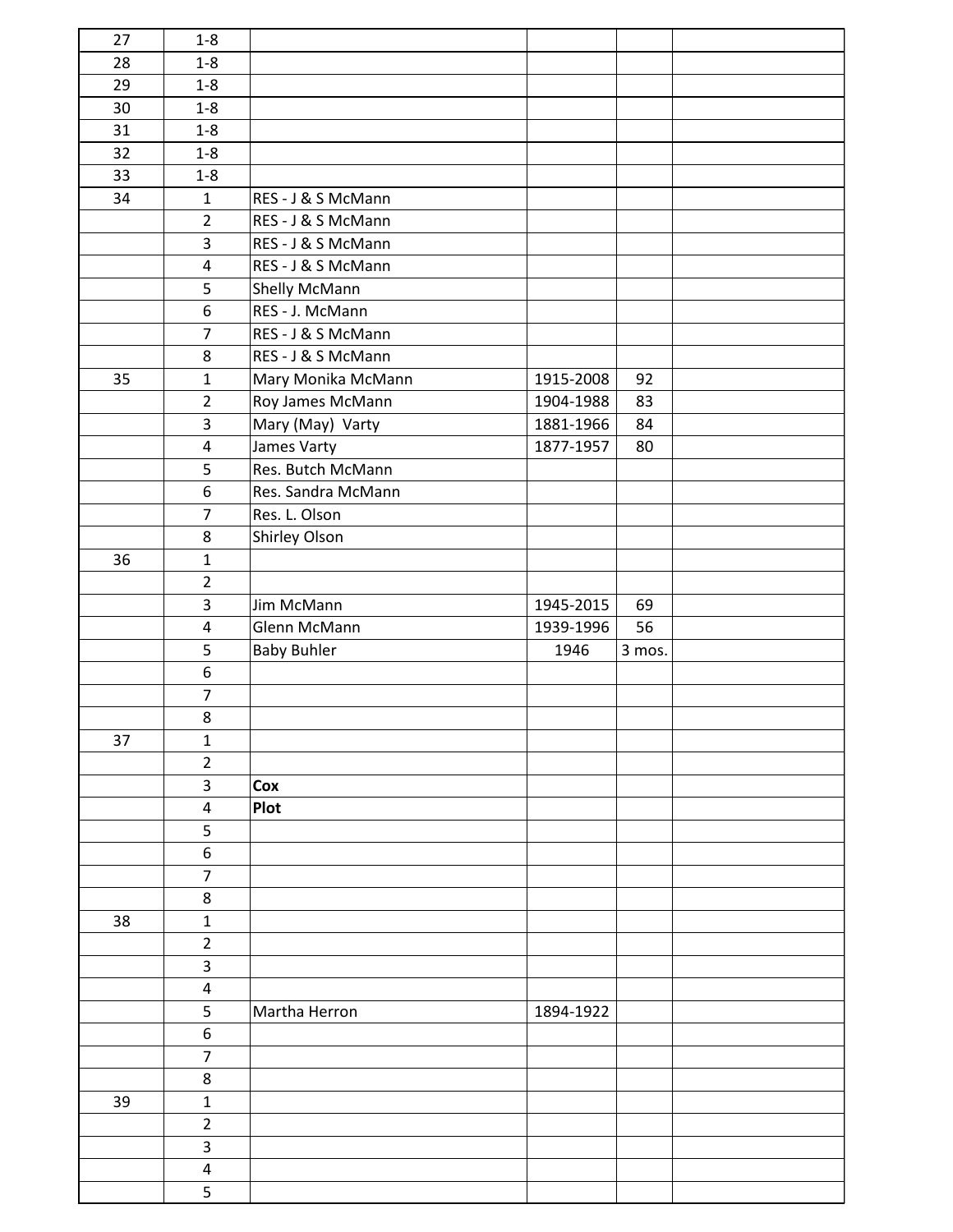| | | | | | |
|---|---|---|---|---|---|
| 27 | 1-8 | | | | |
| 28 | 1-8 | | | | |
| 29 | 1-8 | | | | |
| 30 | 1-8 | | | | |
| 31 | 1-8 | | | | |
| 32 | 1-8 | | | | |
| 33 | 1-8 | | | | |
| 34 | 1 | RES - J & S McMann | | | |
| | 2 | RES - J & S McMann | | | |
| | 3 | RES - J & S McMann | | | |
| | 4 | RES - J & S McMann | | | |
| | 5 | Shelly McMann | | | |
| | 6 | RES - J. McMann | | | |
| | 7 | RES - J & S McMann | | | |
| | 8 | RES - J & S McMann | | | |
| 35 | 1 | Mary Monika McMann | 1915-2008 | 92 | |
| | 2 | Roy James McMann | 1904-1988 | 83 | |
| | 3 | Mary (May) Varty | 1881-1966 | 84 | |
| | 4 | James Varty | 1877-1957 | 80 | |
| | 5 | Res. Butch McMann | | | |
| | 6 | Res. Sandra McMann | | | |
| | 7 | Res. L. Olson | | | |
| | 8 | Shirley Olson | | | |
| 36 | 1 | | | | |
| | 2 | | | | |
| | 3 | Jim McMann | 1945-2015 | 69 | |
| | 4 | Glenn McMann | 1939-1996 | 56 | |
| | 5 | Baby Buhler | 1946 | 3 mos. | |
| | 6 | | | | |
| | 7 | | | | |
| | 8 | | | | |
| 37 | 1 | | | | |
| | 2 | | | | |
| | 3 | **Cox** | | | |
| | 4 | **Plot** | | | |
| | 5 | | | | |
| | 6 | | | | |
| | 7 | | | | |
| | 8 | | | | |
| 38 | 1 | | | | |
| | 2 | | | | |
| | 3 | | | | |
| | 4 | | | | |
| | 5 | Martha Herron | 1894-1922 | | |
| | 6 | | | | |
| | 7 | | | | |
| | 8 | | | | |
| 39 | 1 | | | | |
| | 2 | | | | |
| | 3 | | | | |
| | 4 | | | | |
| | 5 | | | | |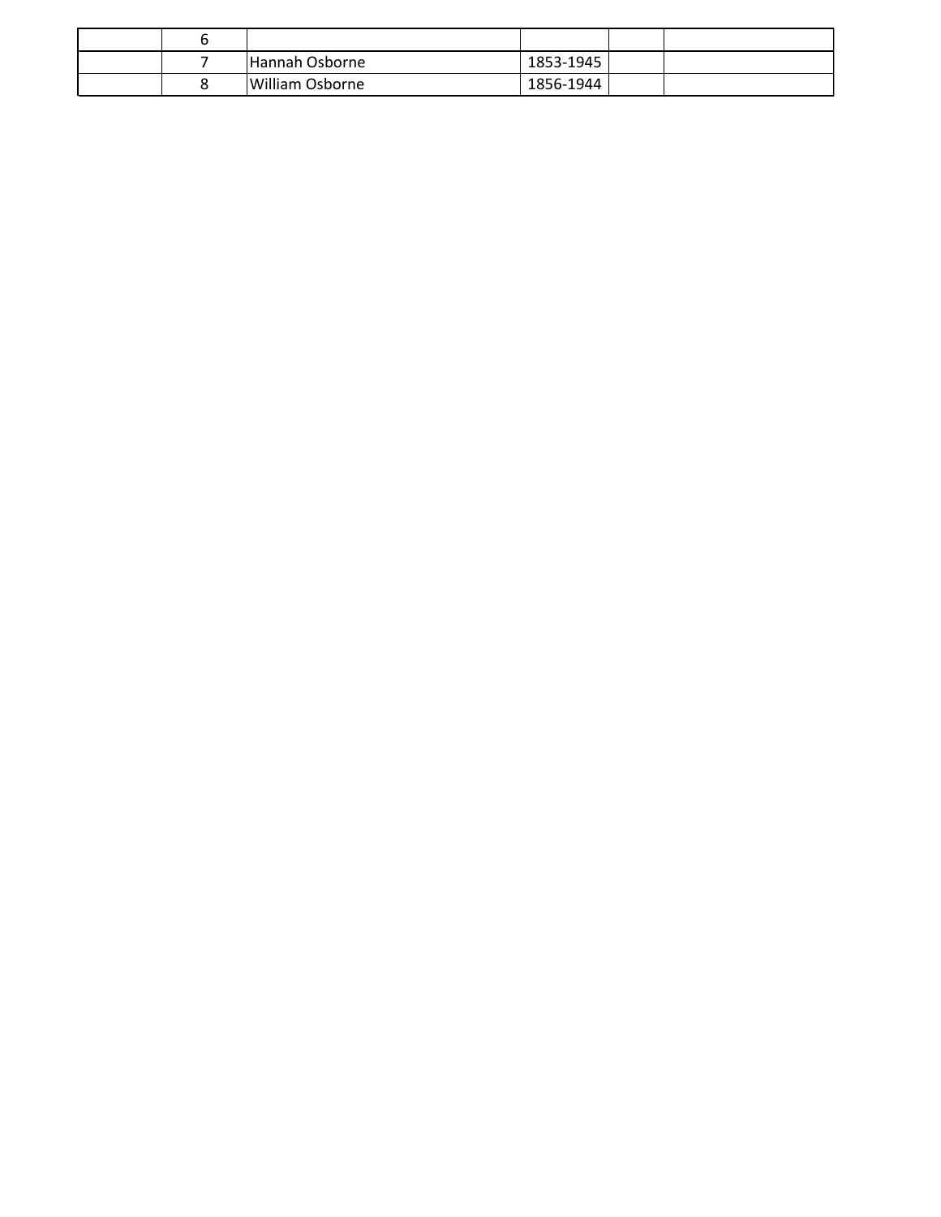| | | | | | |
|---|---|---|---|---|---|
| | 6 | | | | |
| | 7 | Hannah Osborne | 1853-1945 | | |
| | 8 | William Osborne | 1856-1944 | | |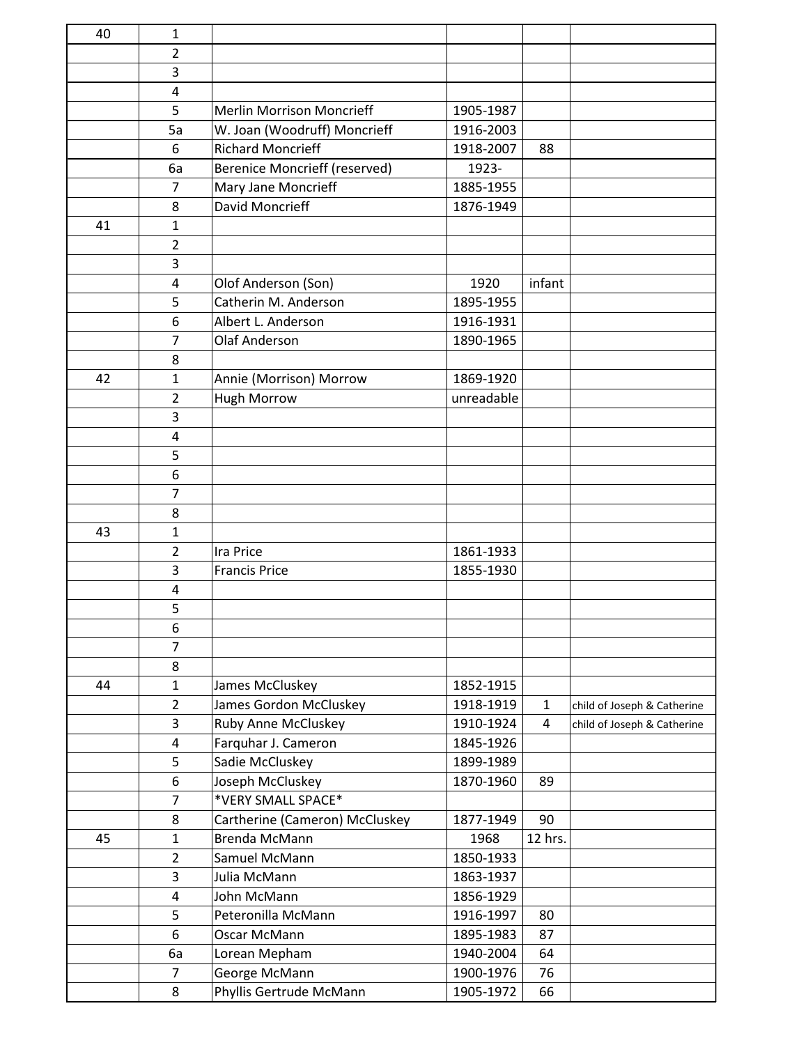| | | | | | |
|---|---|---|---|---|---|
| 40 | 1 | | | | |
| | 2 | | | | |
| | 3 | | | | |
| | 4 | | | | |
| | 5 | Merlin Morrison Moncrieff | 1905-1987 | | |
| | 5a | W. Joan (Woodruff) Moncrieff | 1916-2003 | | |
| | 6 | Richard Moncrieff | 1918-2007 | 88 | |
| | 6a | Berenice Moncrieff (reserved) | 1923- | | |
| | 7 | Mary Jane Moncrieff | 1885-1955 | | |
| | 8 | David Moncrieff | 1876-1949 | | |
| 41 | 1 | | | | |
| | 2 | | | | |
| | 3 | | | | |
| | 4 | Olof Anderson (Son) | 1920 | infant | |
| | 5 | Catherin M. Anderson | 1895-1955 | | |
| | 6 | Albert L. Anderson | 1916-1931 | | |
| | 7 | Olaf Anderson | 1890-1965 | | |
| | 8 | | | | |
| 42 | 1 | Annie (Morrison) Morrow | 1869-1920 | | |
| | 2 | Hugh Morrow | unreadable | | |
| | 3 | | | | |
| | 4 | | | | |
| | 5 | | | | |
| | 6 | | | | |
| | 7 | | | | |
| | 8 | | | | |
| 43 | 1 | | | | |
| | 2 | Ira Price | 1861-1933 | | |
| | 3 | Francis Price | 1855-1930 | | |
| | 4 | | | | |
| | 5 | | | | |
| | 6 | | | | |
| | 7 | | | | |
| | 8 | | | | |
| 44 | 1 | James McCluskey | 1852-1915 | | |
| | 2 | James Gordon McCluskey | 1918-1919 | 1 | child of Joseph & Catherine |
| | 3 | Ruby Anne McCluskey | 1910-1924 | 4 | child of Joseph & Catherine |
| | 4 | Farquhar J. Cameron | 1845-1926 | | |
| | 5 | Sadie McCluskey | 1899-1989 | | |
| | 6 | Joseph McCluskey | 1870-1960 | 89 | |
| | 7 | *VERY SMALL SPACE* | | | |
| | 8 | Cartherine (Cameron) McCluskey | 1877-1949 | 90 | |
| 45 | 1 | Brenda McMann | 1968 | 12 hrs. | |
| | 2 | Samuel McMann | 1850-1933 | | |
| | 3 | Julia McMann | 1863-1937 | | |
| | 4 | John McMann | 1856-1929 | | |
| | 5 | Peteronilla McMann | 1916-1997 | 80 | |
| | 6 | Oscar McMann | 1895-1983 | 87 | |
| | 6a | Lorean Mepham | 1940-2004 | 64 | |
| | 7 | George McMann | 1900-1976 | 76 | |
| | 8 | Phyllis Gertrude McMann | 1905-1972 | 66 | |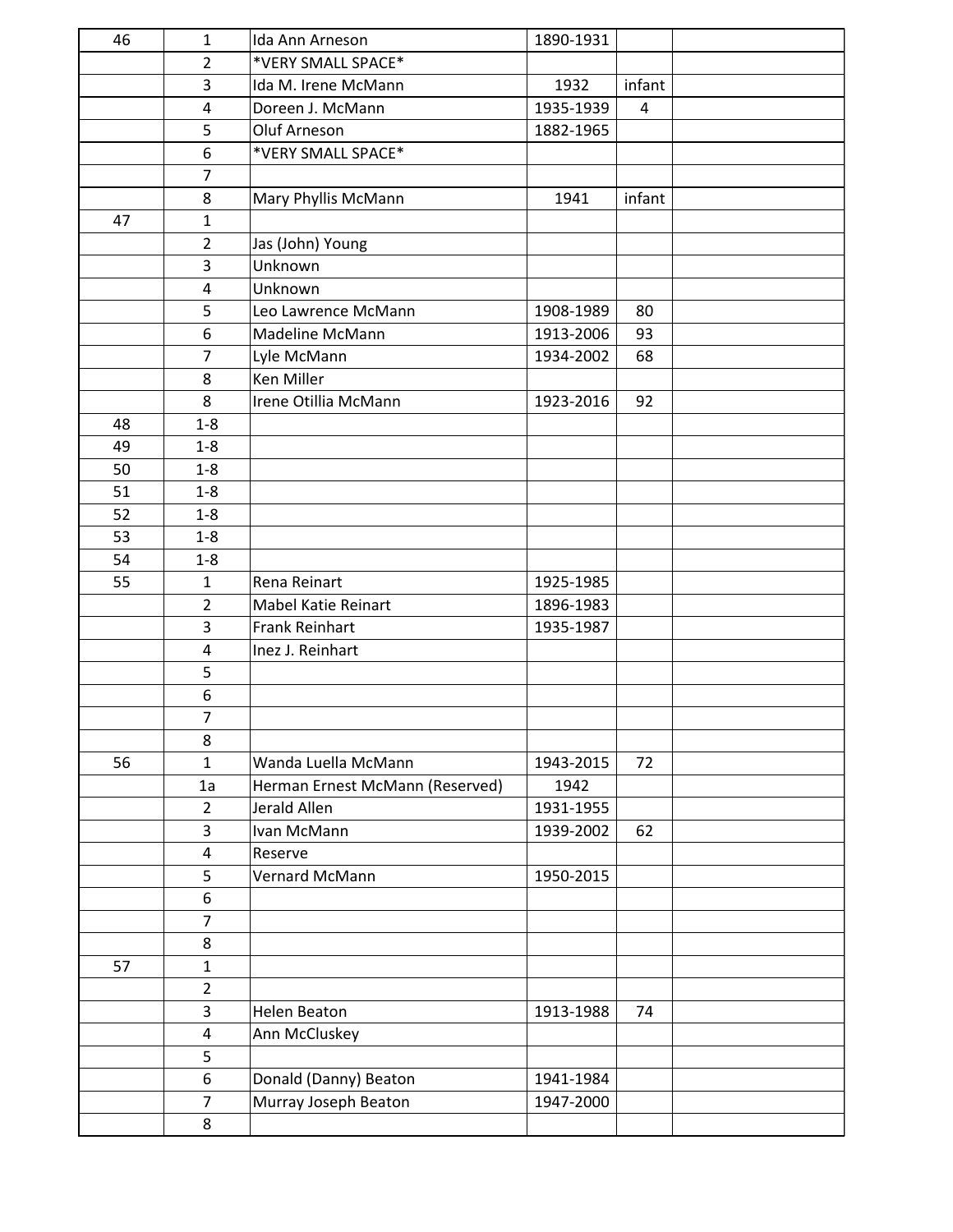| | | | | | |
|---|---|---|---|---|---|
| 46 | 1 | Ida Ann Arneson | 1890-1931 | | |
| | 2 | *VERY SMALL SPACE* | | | |
| | 3 | Ida M. Irene McMann | 1932 | infant | |
| | 4 | Doreen J. McMann | 1935-1939 | 4 | |
| | 5 | Oluf Arneson | 1882-1965 | | |
| | 6 | *VERY SMALL SPACE* | | | |
| | 7 | | | | |
| | 8 | Mary Phyllis McMann | 1941 | infant | |
| 47 | 1 | | | | |
| | 2 | Jas (John) Young | | | |
| | 3 | Unknown | | | |
| | 4 | Unknown | | | |
| | 5 | Leo Lawrence McMann | 1908-1989 | 80 | |
| | 6 | Madeline McMann | 1913-2006 | 93 | |
| | 7 | Lyle McMann | 1934-2002 | 68 | |
| | 8 | Ken Miller | | | |
| | 8 | Irene Otillia McMann | 1923-2016 | 92 | |
| 48 | 1-8 | | | | |
| 49 | 1-8 | | | | |
| 50 | 1-8 | | | | |
| 51 | 1-8 | | | | |
| 52 | 1-8 | | | | |
| 53 | 1-8 | | | | |
| 54 | 1-8 | | | | |
| 55 | 1 | Rena Reinart | 1925-1985 | | |
| | 2 | Mabel Katie Reinart | 1896-1983 | | |
| | 3 | Frank Reinhart | 1935-1987 | | |
| | 4 | Inez J. Reinhart | | | |
| | 5 | | | | |
| | 6 | | | | |
| | 7 | | | | |
| | 8 | | | | |
| 56 | 1 | Wanda Luella McMann | 1943-2015 | 72 | |
| | 1a | Herman Ernest McMann (Reserved) | 1942 | | |
| | 2 | Jerald Allen | 1931-1955 | | |
| | 3 | Ivan McMann | 1939-2002 | 62 | |
| | 4 | Reserve | | | |
| | 5 | Vernard McMann | 1950-2015 | | |
| | 6 | | | | |
| | 7 | | | | |
| | 8 | | | | |
| 57 | 1 | | | | |
| | 2 | | | | |
| | 3 | Helen Beaton | 1913-1988 | 74 | |
| | 4 | Ann McCluskey | | | |
| | 5 | | | | |
| | 6 | Donald (Danny) Beaton | 1941-1984 | | |
| | 7 | Murray Joseph Beaton | 1947-2000 | | |
| | 8 | | | | |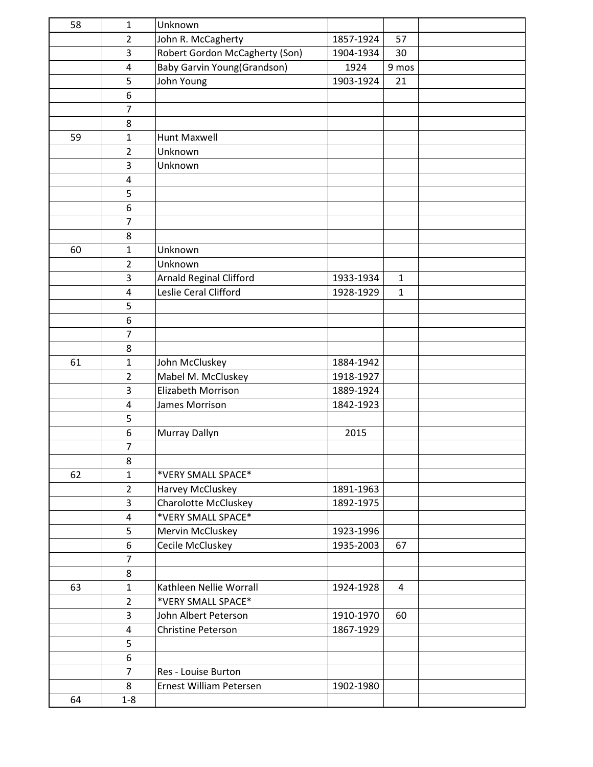| 58 | 1 | Unknown | | | |
|---|---|---|---|---|---|
| | 2 | John R. McCagherty | 1857-1924 | 57 | |
| | 3 | Robert Gordon McCagherty (Son) | 1904-1934 | 30 | |
| | 4 | Baby Garvin Young(Grandson) | 1924 | 9 mos | |
| | 5 | John Young | 1903-1924 | 21 | |
| | 6 | | | | |
| | 7 | | | | |
| | 8 | | | | |
| 59 | 1 | Hunt Maxwell | | | |
| | 2 | Unknown | | | |
| | 3 | Unknown | | | |
| | 4 | | | | |
| | 5 | | | | |
| | 6 | | | | |
| | 7 | | | | |
| | 8 | | | | |
| 60 | 1 | Unknown | | | |
| | 2 | Unknown | | | |
| | 3 | Arnald Reginal Clifford | 1933-1934 | 1 | |
| | 4 | Leslie Ceral Clifford | 1928-1929 | 1 | |
| | 5 | | | | |
| | 6 | | | | |
| | 7 | | | | |
| | 8 | | | | |
| 61 | 1 | John McCluskey | 1884-1942 | | |
| | 2 | Mabel M. McCluskey | 1918-1927 | | |
| | 3 | Elizabeth Morrison | 1889-1924 | | |
| | 4 | James Morrison | 1842-1923 | | |
| | 5 | | | | |
| | 6 | Murray Dallyn | 2015 | | |
| | 7 | | | | |
| | 8 | | | | |
| 62 | 1 | *VERY SMALL SPACE* | | | |
| | 2 | Harvey McCluskey | 1891-1963 | | |
| | 3 | Charolotte McCluskey | 1892-1975 | | |
| | 4 | *VERY SMALL SPACE* | | | |
| | 5 | Mervin McCluskey | 1923-1996 | | |
| | 6 | Cecile McCluskey | 1935-2003 | 67 | |
| | 7 | | | | |
| | 8 | | | | |
| 63 | 1 | Kathleen Nellie Worrall | 1924-1928 | 4 | |
| | 2 | *VERY SMALL SPACE* | | | |
| | 3 | John Albert Peterson | 1910-1970 | 60 | |
| | 4 | Christine Peterson | 1867-1929 | | |
| | 5 | | | | |
| | 6 | | | | |
| | 7 | Res - Louise Burton | | | |
| | 8 | Ernest William Petersen | 1902-1980 | | |
| 64 | 1-8 | | | | |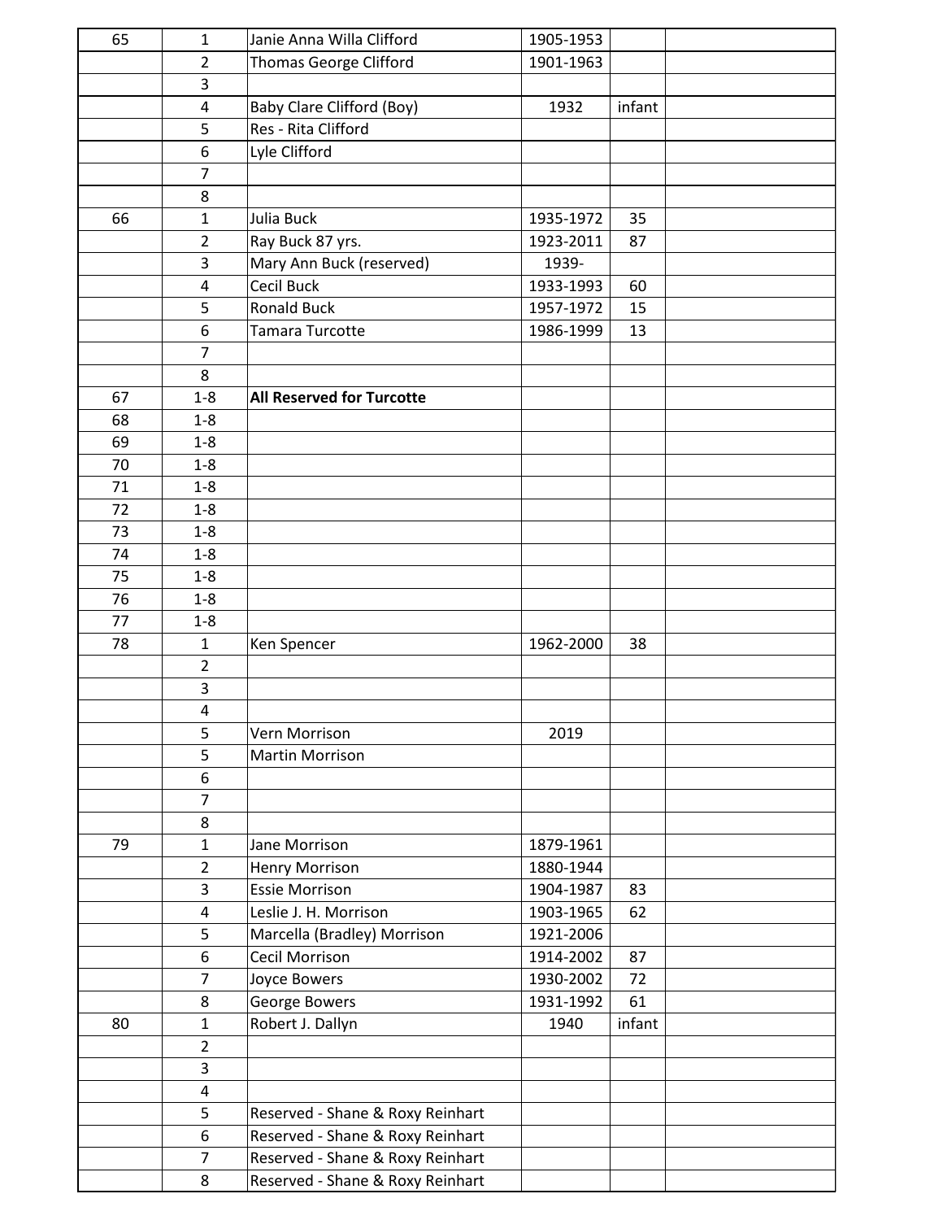| | | | | | |
|---|---|---|---|---|---|
| 65 | 1 | Janie Anna Willa Clifford | 1905-1953 | | |
| | 2 | Thomas George Clifford | 1901-1963 | | |
| | 3 | | | | |
| | 4 | Baby Clare Clifford (Boy) | 1932 | infant | |
| | 5 | Res - Rita Clifford | | | |
| | 6 | Lyle Clifford | | | |
| | 7 | | | | |
| | 8 | | | | |
| 66 | 1 | Julia Buck | 1935-1972 | 35 | |
| | 2 | Ray Buck 87 yrs. | 1923-2011 | 87 | |
| | 3 | Mary Ann Buck (reserved) | 1939- | | |
| | 4 | Cecil Buck | 1933-1993 | 60 | |
| | 5 | Ronald Buck | 1957-1972 | 15 | |
| | 6 | Tamara Turcotte | 1986-1999 | 13 | |
| | 7 | | | | |
| | 8 | | | | |
| 67 | 1-8 | **All Reserved for Turcotte** | | | |
| 68 | 1-8 | | | | |
| 69 | 1-8 | | | | |
| 70 | 1-8 | | | | |
| 71 | 1-8 | | | | |
| 72 | 1-8 | | | | |
| 73 | 1-8 | | | | |
| 74 | 1-8 | | | | |
| 75 | 1-8 | | | | |
| 76 | 1-8 | | | | |
| 77 | 1-8 | | | | |
| 78 | 1 | Ken Spencer | 1962-2000 | 38 | |
| | 2 | | | | |
| | 3 | | | | |
| | 4 | | | | |
| | 5 | Vern Morrison | 2019 | | |
| | 5 | Martin Morrison | | | |
| | 6 | | | | |
| | 7 | | | | |
| | 8 | | | | |
| 79 | 1 | Jane Morrison | 1879-1961 | | |
| | 2 | Henry Morrison | 1880-1944 | | |
| | 3 | Essie Morrison | 1904-1987 | 83 | |
| | 4 | Leslie J. H. Morrison | 1903-1965 | 62 | |
| | 5 | Marcella (Bradley) Morrison | 1921-2006 | | |
| | 6 | Cecil Morrison | 1914-2002 | 87 | |
| | 7 | Joyce Bowers | 1930-2002 | 72 | |
| | 8 | George Bowers | 1931-1992 | 61 | |
| 80 | 1 | Robert J. Dallyn | 1940 | infant | |
| | 2 | | | | |
| | 3 | | | | |
| | 4 | | | | |
| | 5 | Reserved - Shane & Roxy Reinhart | | | |
| | 6 | Reserved - Shane & Roxy Reinhart | | | |
| | 7 | Reserved - Shane & Roxy Reinhart | | | |
| | 8 | Reserved - Shane & Roxy Reinhart | | | |